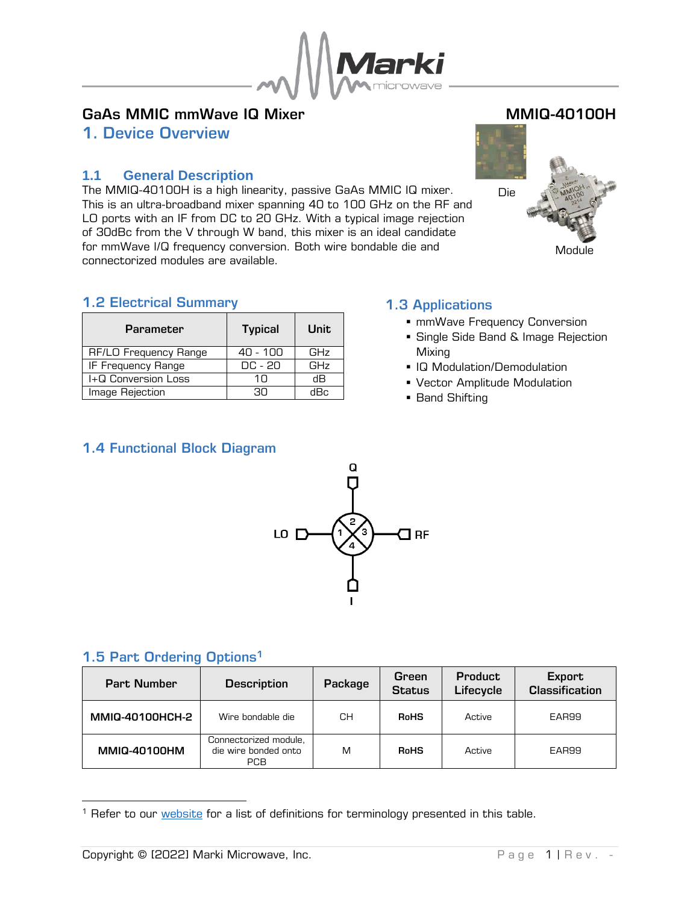# GaAs MMIC mmWave IQ Mixer

**MMIQ-40100H**

## 1. Device Overview

Die

Module

### 1.1 General Description

The MMIQ-40100H is a high linearity, passive GaAs MMIC IQ mixer. This is an ultra-broadband mixer spanning 40 to 100 GHz on the RF and LO ports with an IF from DC to 20 GHz. With a typical image rejection of 30dBc from the V through W band, this mixer is an ideal candidate for mmWave I/Q frequency conversion. Both wire bondable die and connectorized modules are available.

### 1.2 Electrical Summary

| Parameter | Typical | Unit |
|---|---|---|
| RF/LO Frequency Range | 40 - 100 | GHz |
| IF Frequency Range | DC - 20 | GHz |
| I+Q Conversion Loss | 10 | dB |
| Image Rejection | 30 | dBc |

### 1.3 Applications

- mmWave Frequency Conversion
- Single Side Band & Image Rejection Mixing
- IQ Modulation/Demodulation
- Vector Amplitude Modulation
- Band Shifting

### 1.4 Functional Block Diagram

Q

LO 1 2 3 4 RF

I

### 1.5 Part Ordering Options[1]

| Part Number | Description | Package | Green Status | Product Lifecycle | Export Classification |
|---|---|---|---|---|---|
| **MMIQ-40100HCH-2** | Wire bondable die | CH | **RoHS** | Active | EAR99 |
| **MMIQ-40100HM** | Connectorized module, die wire bonded onto PCB | M | **RoHS** | Active | EAR99 |

[1] Refer to our website for a list of definitions for terminology presented in this table.

Copyright © [2022] Marki Microwave, Inc.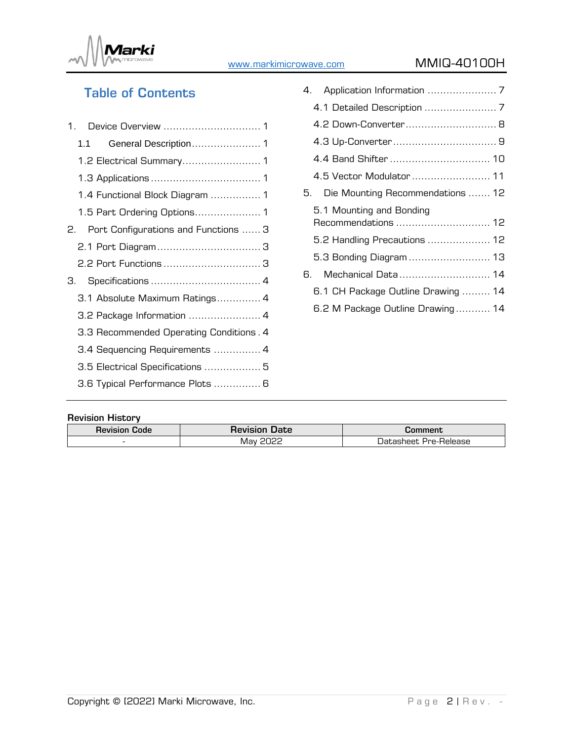## Table of Contents

1. Device Overview ............................... 1
   - 1.1 General Description ..................... 1
   - 1.2 Electrical Summary ........................ 1
   - 1.3 Applications .................................. 1
   - 1.4 Functional Block Diagram ................ 1
   - 1.5 Part Ordering Options .................... 1
2. Port Configurations and Functions ...... 3
   - 2.1 Port Diagram ................................. 3
   - 2.2 Port Functions ............................... 3
3. Specifications .................................. 4
   - 3.1 Absolute Maximum Ratings ............. 4
   - 3.2 Package Information ....................... 4
   - 3.3 Recommended Operating Conditions . 4
   - 3.4 Sequencing Requirements ............... 4
   - 3.5 Electrical Specifications .................. 5
   - 3.6 Typical Performance Plots ............... 6
4. Application Information ...................... 7
   - 4.1 Detailed Description ....................... 7
   - 4.2 Down-Converter ............................. 8
   - 4.3 Up-Converter ................................. 9
   - 4.4 Band Shifter ................................. 10
   - 4.5 Vector Modulator .......................... 11
5. Die Mounting Recommendations ....... 12
   - 5.1 Mounting and Bonding Recommendations .............................. 12
   - 5.2 Handling Precautions .................... 12
   - 5.3 Bonding Diagram .......................... 13
6. Mechanical Data ............................. 14
   - 6.1 CH Package Outline Drawing ......... 14
   - 6.2 M Package Outline Drawing ........... 14

**Revision History**

| Revision Code | Revision Date | Comment |
|---|---|---|
| - | May 2022 | Datasheet Pre-Release |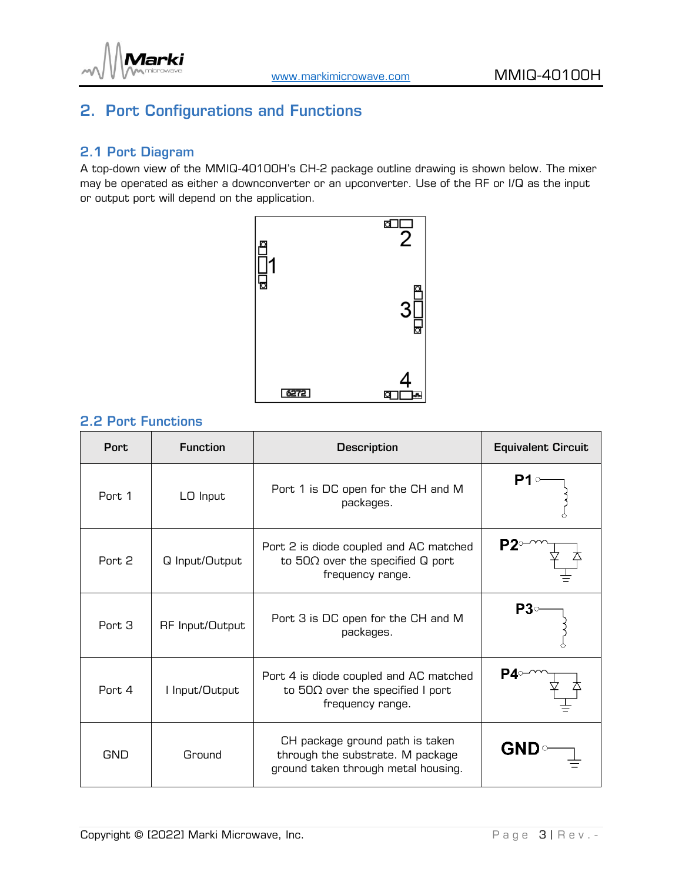## 2. Port Configurations and Functions

### 2.1 Port Diagram

A top-down view of the MMIQ-40100H's CH-2 package outline drawing is shown below. The mixer may be operated as either a downconverter or an upconverter. Use of the RF or I/Q as the input or output port will depend on the application.

### 2.2 Port Functions

| Port | Function | Description | Equivalent Circuit |
|---|---|---|---|
| Port 1 | LO Input | Port 1 is DC open for the CH and M packages. | P1 |
| Port 2 | Q Input/Output | Port 2 is diode coupled and AC matched to 50Ω over the specified Q port frequency range. | P2 |
| Port 3 | RF Input/Output | Port 3 is DC open for the CH and M packages. | P3 |
| Port 4 | I Input/Output | Port 4 is diode coupled and AC matched to 50Ω over the specified I port frequency range. | P4 |
| GND | Ground | CH package ground path is taken through the substrate. M package ground taken through metal housing. | GND |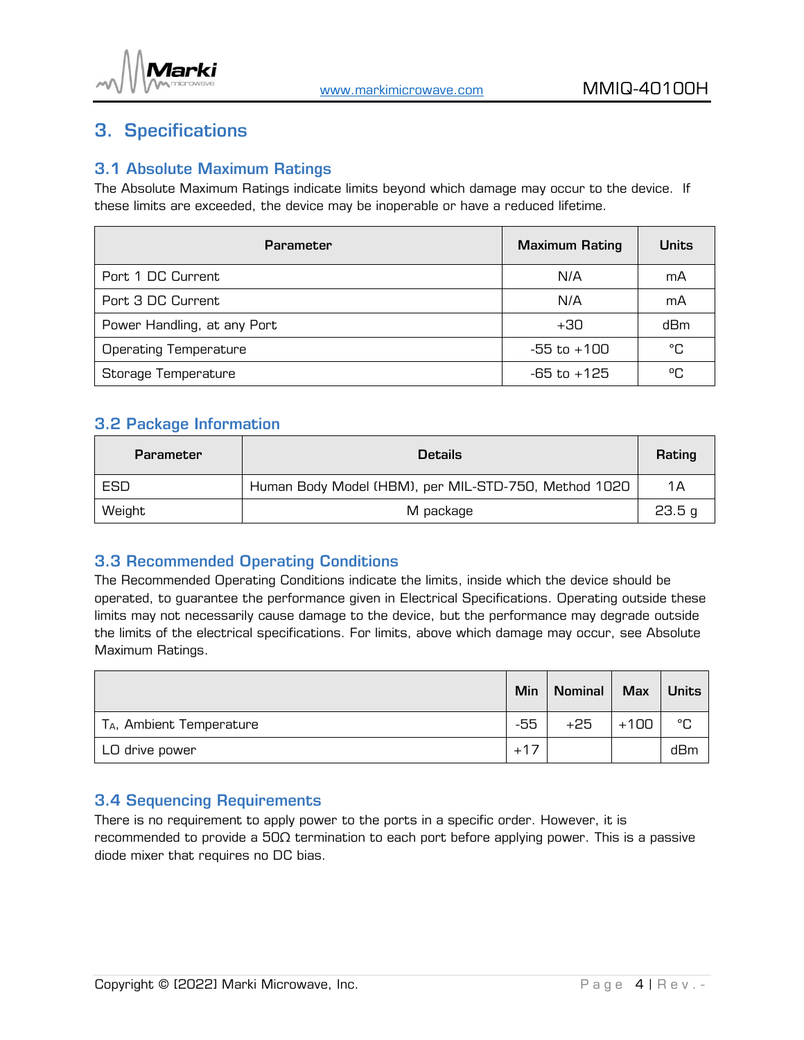## 3. Specifications

### 3.1 Absolute Maximum Ratings

The Absolute Maximum Ratings indicate limits beyond which damage may occur to the device. If these limits are exceeded, the device may be inoperable or have a reduced lifetime.

| Parameter | Maximum Rating | Units |
|---|---|---|
| Port 1 DC Current | N/A | mA |
| Port 3 DC Current | N/A | mA |
| Power Handling, at any Port | +30 | dBm |
| Operating Temperature | -55 to +100 | °C |
| Storage Temperature | -65 to +125 | °C |

### 3.2 Package Information

| Parameter | Details | Rating |
|---|---|---|
| ESD | Human Body Model (HBM), per MIL-STD-750, Method 1020 | 1A |
| Weight | M package | 23.5 g |

### 3.3 Recommended Operating Conditions

The Recommended Operating Conditions indicate the limits, inside which the device should be operated, to guarantee the performance given in Electrical Specifications. Operating outside these limits may not necessarily cause damage to the device, but the performance may degrade outside the limits of the electrical specifications. For limits, above which damage may occur, see Absolute Maximum Ratings.

| | Min | Nominal | Max | Units |
|---|---|---|---|---|
| $T_A$, Ambient Temperature | -55 | +25 | +100 | °C |
| LO drive power | +17 | | | dBm |

### 3.4 Sequencing Requirements

There is no requirement to apply power to the ports in a specific order. However, it is recommended to provide a 50Ω termination to each port before applying power. This is a passive diode mixer that requires no DC bias.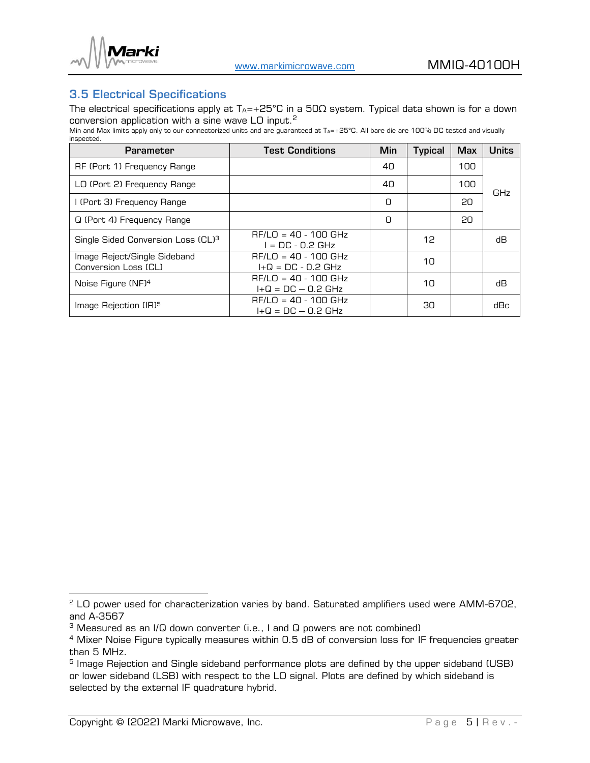## 3.5 Electrical Specifications

The electrical specifications apply at $T_A$=+25°C in a 50Ω system. Typical data shown is for a down conversion application with a sine wave LO input.[2]

Min and Max limits apply only to our connectorized units and are guaranteed at $T_A$=+25°C. All bare die are 100% DC tested and visually inspected.

| Parameter | Test Conditions | Min | Typical | Max | Units |
|---|---|---|---|---|---|
| RF (Port 1) Frequency Range | | 40 | | 100 | GHz |
| LO (Port 2) Frequency Range | | 40 | | 100 | |
| I (Port 3) Frequency Range | | 0 | | 20 | |
| Q (Port 4) Frequency Range | | 0 | | 20 | |
| Single Sided Conversion Loss (CL)[3] | RF/LO = 40 - 100 GHz<br>I = DC - 0.2 GHz | | 12 | | dB |
| Image Reject/Single Sideband Conversion Loss (CL) | RF/LO = 40 - 100 GHz<br>I+Q = DC - 0.2 GHz | | 10 | | |
| Noise Figure (NF)[4] | RF/LO = 40 - 100 GHz<br>I+Q = DC – 0.2 GHz | | 10 | | dB |
| Image Rejection (IR)[5] | RF/LO = 40 - 100 GHz<br>I+Q = DC – 0.2 GHz | | 30 | | dBc |

---

[2] LO power used for characterization varies by band. Saturated amplifiers used were AMM-6702, and A-3567

[3] Measured as an I/Q down converter (i.e., I and Q powers are not combined)

[4] Mixer Noise Figure typically measures within 0.5 dB of conversion loss for IF frequencies greater than 5 MHz.

[5] Image Rejection and Single sideband performance plots are defined by the upper sideband (USB) or lower sideband (LSB) with respect to the LO signal. Plots are defined by which sideband is selected by the external IF quadrature hybrid.

Copyright © [2022] Marki Microwave, Inc.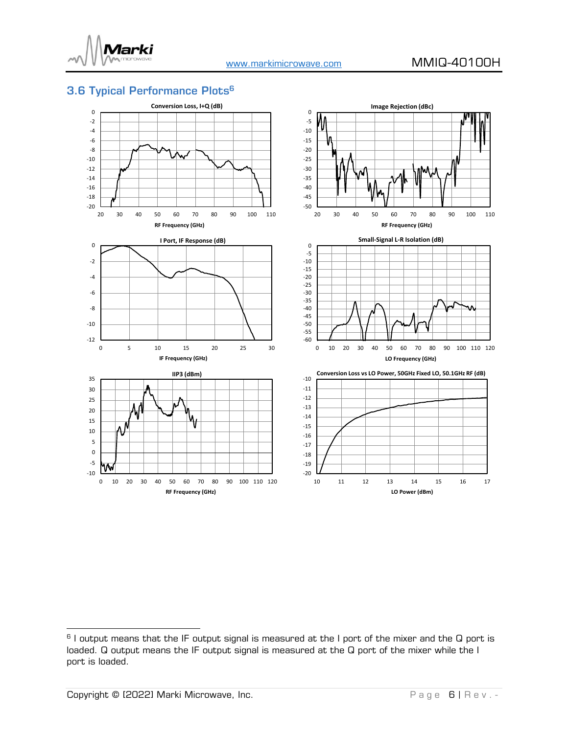## 3.6 Typical Performance Plots[6]

Conversion Loss, I+Q (dB)

RF Frequency (GHz)

Image Rejection (dBc)

RF Frequency (GHz)

I Port, IF Response (dB)

IF Frequency (GHz)

Small-Signal L-R Isolation (dB)

LO Frequency (GHz)

IIP3 (dBm)

RF Frequency (GHz)

Conversion Loss vs LO Power, 50GHz Fixed LO, 50.1GHz RF (dB)

LO Power (dBm)

[6] I output means that the IF output signal is measured at the I port of the mixer and the Q port is loaded. Q output means the IF output signal is measured at the Q port of the mixer while the I port is loaded.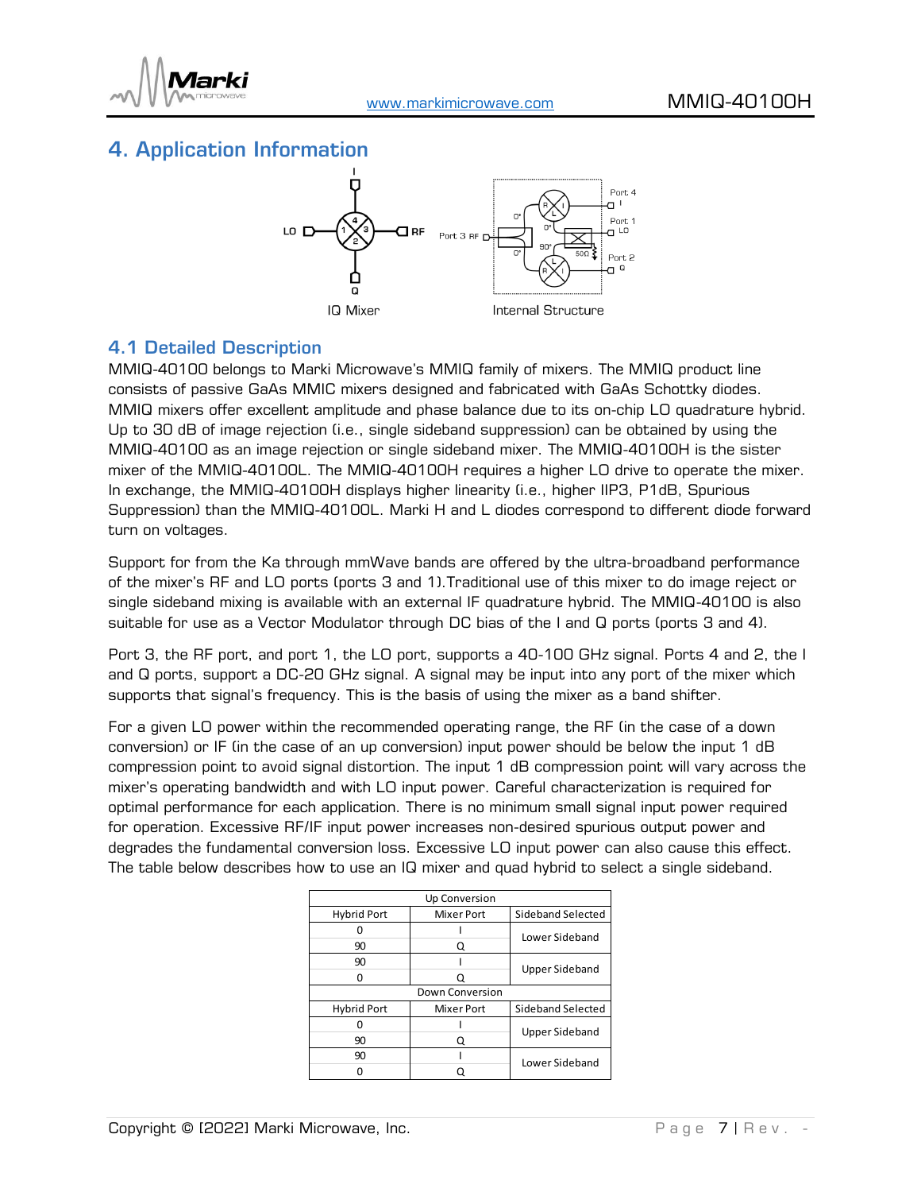# 4. Application Information

IQ Mixer

Internal Structure

## 4.1 Detailed Description

MMIQ-40100 belongs to Marki Microwave's MMIQ family of mixers. The MMIQ product line consists of passive GaAs MMIC mixers designed and fabricated with GaAs Schottky diodes. MMIQ mixers offer excellent amplitude and phase balance due to its on-chip LO quadrature hybrid. Up to 30 dB of image rejection (i.e., single sideband suppression) can be obtained by using the MMIQ-40100 as an image rejection or single sideband mixer. The MMIQ-40100H is the sister mixer of the MMIQ-40100L. The MMIQ-40100H requires a higher LO drive to operate the mixer. In exchange, the MMIQ-40100H displays higher linearity (i.e., higher IIP3, P1dB, Spurious Suppression) than the MMIQ-40100L. Marki H and L diodes correspond to different diode forward turn on voltages.

Support for from the Ka through mmWave bands are offered by the ultra-broadband performance of the mixer's RF and LO ports (ports 3 and 1).Traditional use of this mixer to do image reject or single sideband mixing is available with an external IF quadrature hybrid. The MMIQ-40100 is also suitable for use as a Vector Modulator through DC bias of the I and Q ports (ports 3 and 4).

Port 3, the RF port, and port 1, the LO port, supports a 40-100 GHz signal. Ports 4 and 2, the I and Q ports, support a DC-20 GHz signal. A signal may be input into any port of the mixer which supports that signal's frequency. This is the basis of using the mixer as a band shifter.

For a given LO power within the recommended operating range, the RF (in the case of a down conversion) or IF (in the case of an up conversion) input power should be below the input 1 dB compression point to avoid signal distortion. The input 1 dB compression point will vary across the mixer's operating bandwidth and with LO input power. Careful characterization is required for optimal performance for each application. There is no minimum small signal input power required for operation. Excessive RF/IF input power increases non-desired spurious output power and degrades the fundamental conversion loss. Excessive LO input power can also cause this effect. The table below describes how to use an IQ mixer and quad hybrid to select a single sideband.

| Up Conversion | | |
|---|---|---|
| Hybrid Port | Mixer Port | Sideband Selected |
| 0 | I | Lower Sideband |
| 90 | Q | |
| 90 | I | Upper Sideband |
| 0 | Q | |
| **Down Conversion** | | |
| Hybrid Port | Mixer Port | Sideband Selected |
| 0 | I | Upper Sideband |
| 90 | Q | |
| 90 | I | Lower Sideband |
| 0 | Q | |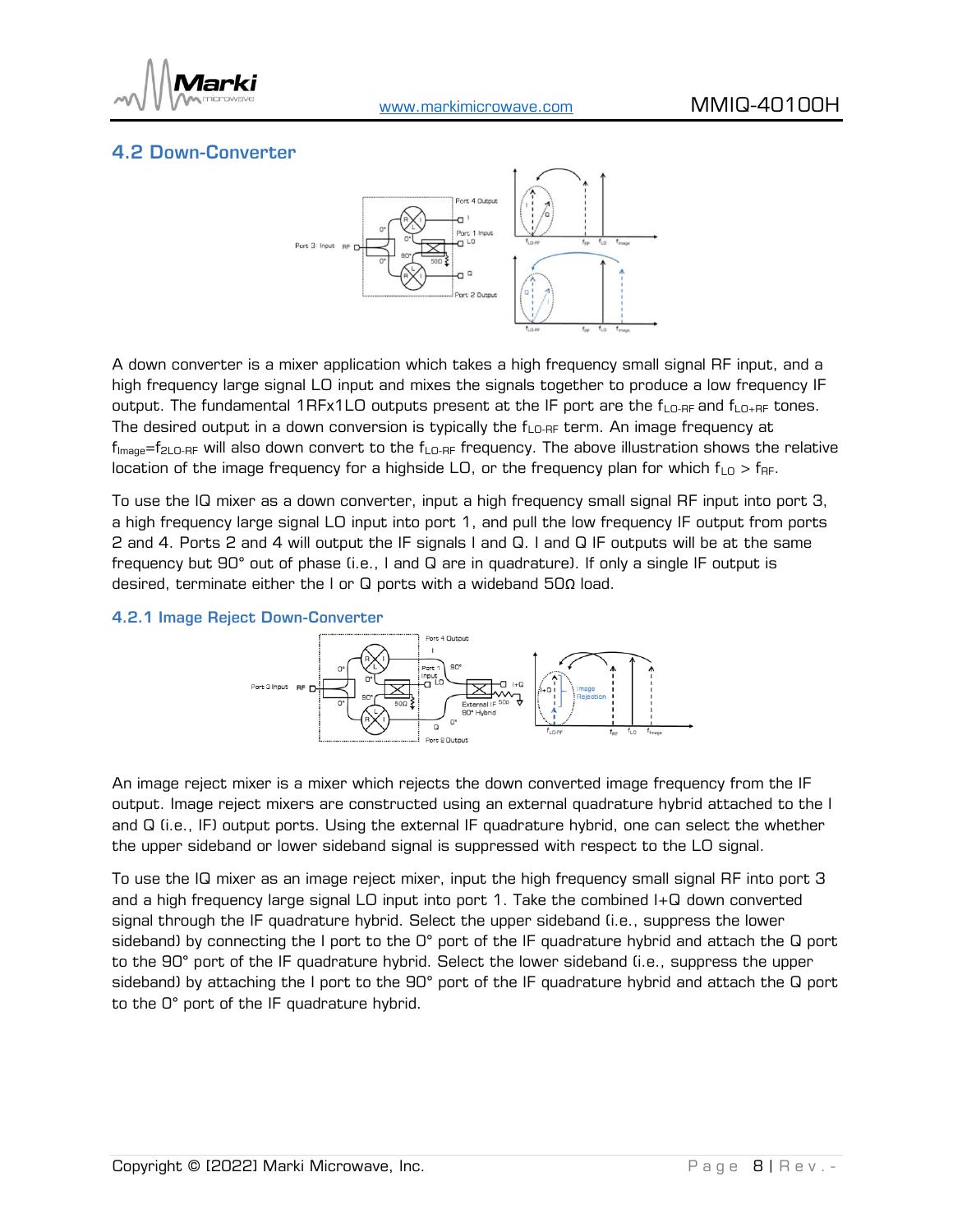## 4.2 Down-Converter

A down converter is a mixer application which takes a high frequency small signal RF input, and a high frequency large signal LO input and mixes the signals together to produce a low frequency IF output. The fundamental 1RFx1LO outputs present at the IF port are the $f_{LO-RF}$ and $f_{LO+RF}$ tones. The desired output in a down conversion is typically the $f_{LO-RF}$ term. An image frequency at $f_{Image}=f_{2LO-RF}$ will also down convert to the $f_{LO-RF}$ frequency. The above illustration shows the relative location of the image frequency for a highside LO, or the frequency plan for which $f_{LO} > f_{RF}$.

To use the IQ mixer as a down converter, input a high frequency small signal RF input into port 3, a high frequency large signal LO input into port 1, and pull the low frequency IF output from ports 2 and 4. Ports 2 and 4 will output the IF signals I and Q. I and Q IF outputs will be at the same frequency but 90° out of phase (i.e., I and Q are in quadrature). If only a single IF output is desired, terminate either the I or Q ports with a wideband 50Ω load.

### 4.2.1 Image Reject Down-Converter

An image reject mixer is a mixer which rejects the down converted image frequency from the IF output. Image reject mixers are constructed using an external quadrature hybrid attached to the I and Q (i.e., IF) output ports. Using the external IF quadrature hybrid, one can select the whether the upper sideband or lower sideband signal is suppressed with respect to the LO signal.

To use the IQ mixer as an image reject mixer, input the high frequency small signal RF into port 3 and a high frequency large signal LO input into port 1. Take the combined I+Q down converted signal through the IF quadrature hybrid. Select the upper sideband (i.e., suppress the lower sideband) by connecting the I port to the 0° port of the IF quadrature hybrid and attach the Q port to the 90° port of the IF quadrature hybrid. Select the lower sideband (i.e., suppress the upper sideband) by attaching the I port to the 90° port of the IF quadrature hybrid and attach the Q port to the 0° port of the IF quadrature hybrid.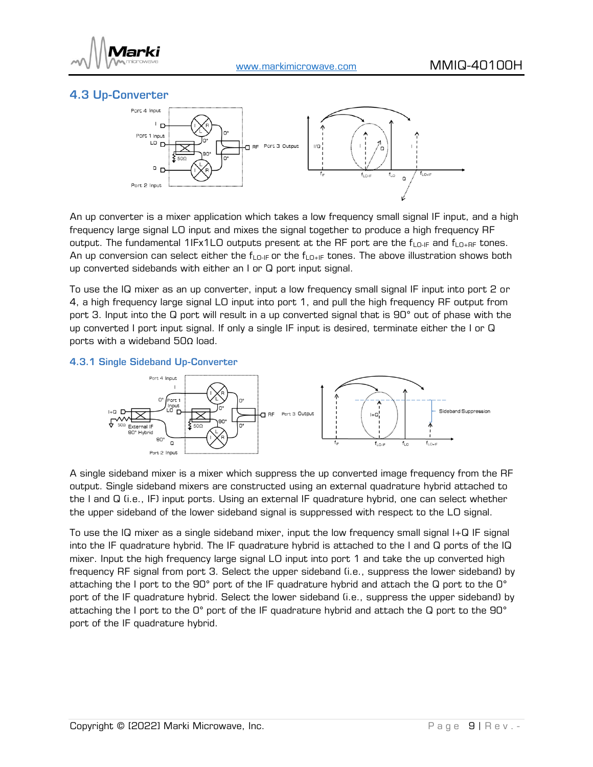## 4.3 Up-Converter

An up converter is a mixer application which takes a low frequency small signal IF input, and a high frequency large signal LO input and mixes the signal together to produce a high frequency RF output. The fundamental 1IFx1LO outputs present at the RF port are the $f_{LO-IF}$ and $f_{LO+RF}$ tones. An up conversion can select either the $f_{LO-IF}$ or the $f_{LO+IF}$ tones. The above illustration shows both up converted sidebands with either an I or Q port input signal.

To use the IQ mixer as an up converter, input a low frequency small signal IF input into port 2 or 4, a high frequency large signal LO input into port 1, and pull the high frequency RF output from port 3. Input into the Q port will result in a up converted signal that is 90° out of phase with the up converted I port input signal. If only a single IF input is desired, terminate either the I or Q ports with a wideband 50Ω load.

### 4.3.1 Single Sideband Up-Converter

A single sideband mixer is a mixer which suppress the up converted image frequency from the RF output. Single sideband mixers are constructed using an external quadrature hybrid attached to the I and Q (i.e., IF) input ports. Using an external IF quadrature hybrid, one can select whether the upper sideband of the lower sideband signal is suppressed with respect to the LO signal.

To use the IQ mixer as a single sideband mixer, input the low frequency small signal I+Q IF signal into the IF quadrature hybrid. The IF quadrature hybrid is attached to the I and Q ports of the IQ mixer. Input the high frequency large signal LO input into port 1 and take the up converted high frequency RF signal from port 3. Select the upper sideband (i.e., suppress the lower sideband) by attaching the I port to the 90° port of the IF quadrature hybrid and attach the Q port to the 0° port of the IF quadrature hybrid. Select the lower sideband (i.e., suppress the upper sideband) by attaching the I port to the 0° port of the IF quadrature hybrid and attach the Q port to the 90° port of the IF quadrature hybrid.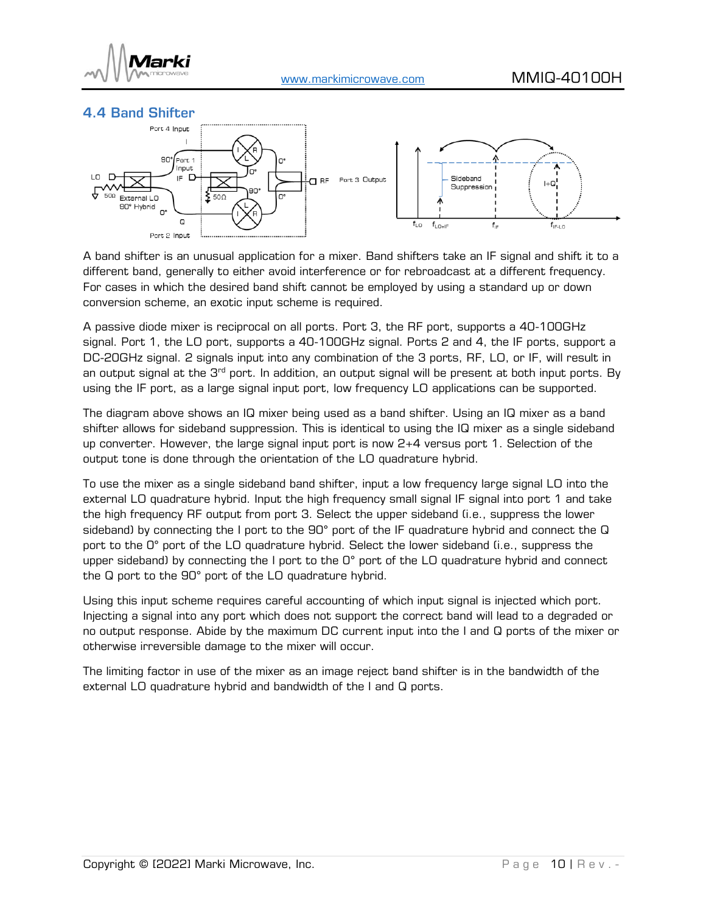## 4.4 Band Shifter

A band shifter is an unusual application for a mixer. Band shifters take an IF signal and shift it to a different band, generally to either avoid interference or for rebroadcast at a different frequency. For cases in which the desired band shift cannot be employed by using a standard up or down conversion scheme, an exotic input scheme is required.

A passive diode mixer is reciprocal on all ports. Port 3, the RF port, supports a 40-100GHz signal. Port 1, the LO port, supports a 40-100GHz signal. Ports 2 and 4, the IF ports, support a DC-20GHz signal. 2 signals input into any combination of the 3 ports, RF, LO, or IF, will result in an output signal at the 3rd port. In addition, an output signal will be present at both input ports. By using the IF port, as a large signal input port, low frequency LO applications can be supported.

The diagram above shows an IQ mixer being used as a band shifter. Using an IQ mixer as a band shifter allows for sideband suppression. This is identical to using the IQ mixer as a single sideband up converter. However, the large signal input port is now 2+4 versus port 1. Selection of the output tone is done through the orientation of the LO quadrature hybrid.

To use the mixer as a single sideband band shifter, input a low frequency large signal LO into the external LO quadrature hybrid. Input the high frequency small signal IF signal into port 1 and take the high frequency RF output from port 3. Select the upper sideband (i.e., suppress the lower sideband) by connecting the I port to the 90° port of the IF quadrature hybrid and connect the Q port to the 0° port of the LO quadrature hybrid. Select the lower sideband (i.e., suppress the upper sideband) by connecting the I port to the 0° port of the LO quadrature hybrid and connect the Q port to the 90° port of the LO quadrature hybrid.

Using this input scheme requires careful accounting of which input signal is injected which port. Injecting a signal into any port which does not support the correct band will lead to a degraded or no output response. Abide by the maximum DC current input into the I and Q ports of the mixer or otherwise irreversible damage to the mixer will occur.

The limiting factor in use of the mixer as an image reject band shifter is in the bandwidth of the external LO quadrature hybrid and bandwidth of the I and Q ports.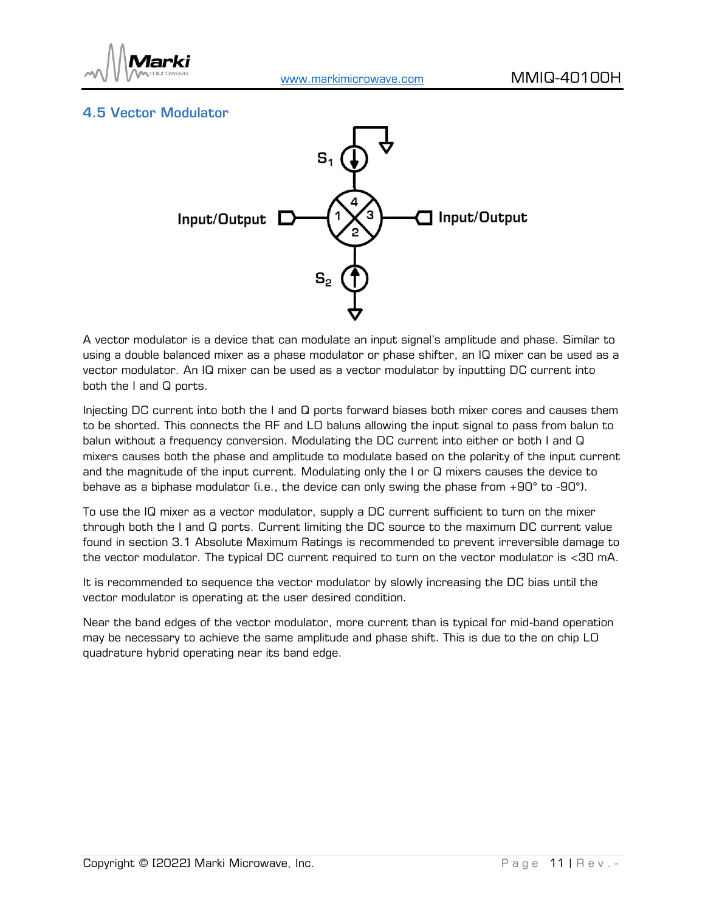## 4.5 Vector Modulator

A vector modulator is a device that can modulate an input signal's amplitude and phase. Similar to using a double balanced mixer as a phase modulator or phase shifter, an IQ mixer can be used as a vector modulator. An IQ mixer can be used as a vector modulator by inputting DC current into both the I and Q ports.

Injecting DC current into both the I and Q ports forward biases both mixer cores and causes them to be shorted. This connects the RF and LO baluns allowing the input signal to pass from balun to balun without a frequency conversion. Modulating the DC current into either or both I and Q mixers causes both the phase and amplitude to modulate based on the polarity of the input current and the magnitude of the input current. Modulating only the I or Q mixers causes the device to behave as a biphase modulator (i.e., the device can only swing the phase from +90° to -90°).

To use the IQ mixer as a vector modulator, supply a DC current sufficient to turn on the mixer through both the I and Q ports. Current limiting the DC source to the maximum DC current value found in section 3.1 Absolute Maximum Ratings is recommended to prevent irreversible damage to the vector modulator. The typical DC current required to turn on the vector modulator is <30 mA.

It is recommended to sequence the vector modulator by slowly increasing the DC bias until the vector modulator is operating at the user desired condition.

Near the band edges of the vector modulator, more current than is typical for mid-band operation may be necessary to achieve the same amplitude and phase shift. This is due to the on chip LO quadrature hybrid operating near its band edge.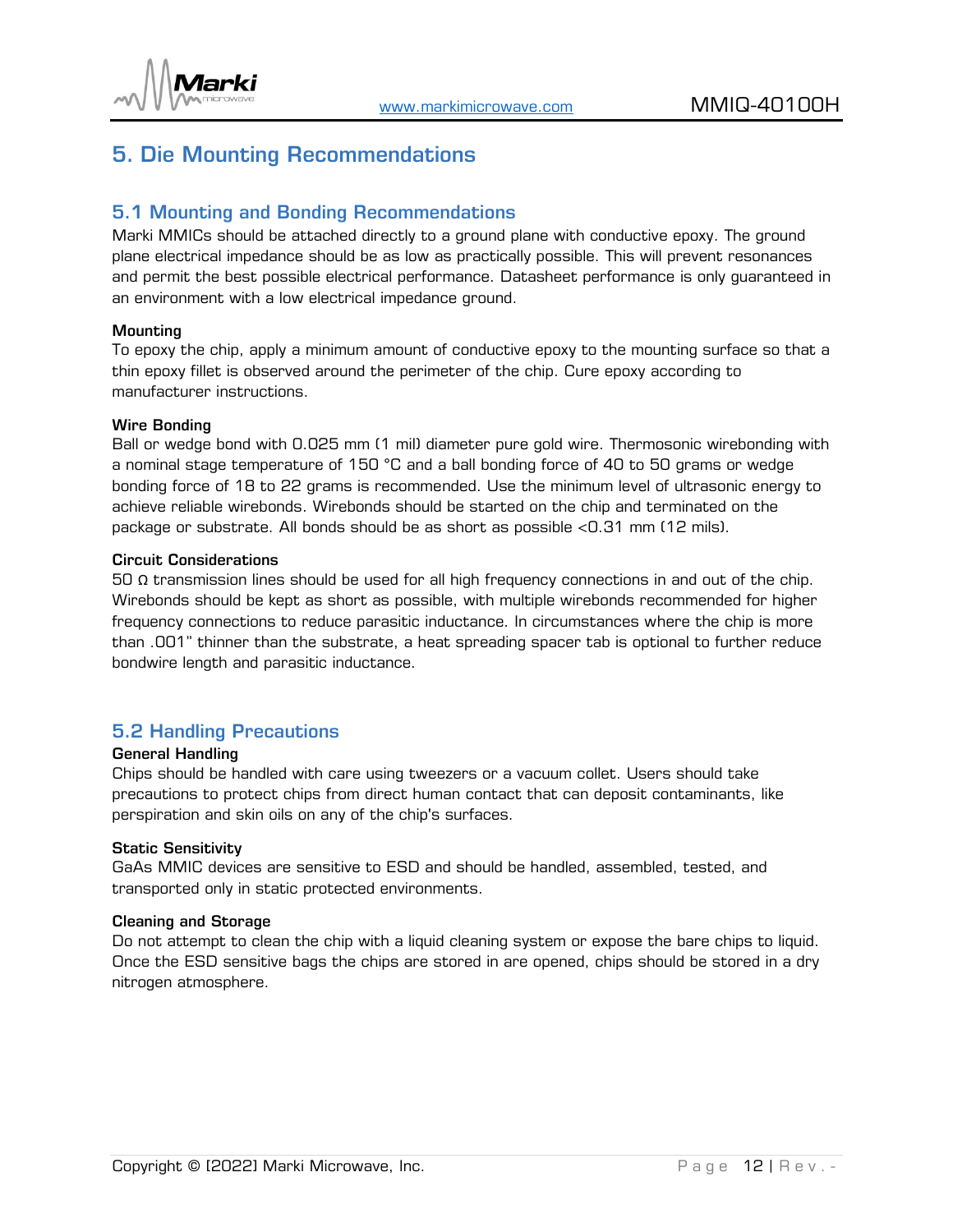# 5. Die Mounting Recommendations

## 5.1 Mounting and Bonding Recommendations

Marki MMICs should be attached directly to a ground plane with conductive epoxy. The ground plane electrical impedance should be as low as practically possible. This will prevent resonances and permit the best possible electrical performance. Datasheet performance is only guaranteed in an environment with a low electrical impedance ground.

**Mounting**

To epoxy the chip, apply a minimum amount of conductive epoxy to the mounting surface so that a thin epoxy fillet is observed around the perimeter of the chip. Cure epoxy according to manufacturer instructions.

**Wire Bonding**

Ball or wedge bond with 0.025 mm (1 mil) diameter pure gold wire. Thermosonic wirebonding with a nominal stage temperature of 150 °C and a ball bonding force of 40 to 50 grams or wedge bonding force of 18 to 22 grams is recommended. Use the minimum level of ultrasonic energy to achieve reliable wirebonds. Wirebonds should be started on the chip and terminated on the package or substrate. All bonds should be as short as possible <0.31 mm (12 mils).

**Circuit Considerations**

50 Ω transmission lines should be used for all high frequency connections in and out of the chip. Wirebonds should be kept as short as possible, with multiple wirebonds recommended for higher frequency connections to reduce parasitic inductance. In circumstances where the chip is more than .001" thinner than the substrate, a heat spreading spacer tab is optional to further reduce bondwire length and parasitic inductance.

## 5.2 Handling Precautions

**General Handling**

Chips should be handled with care using tweezers or a vacuum collet. Users should take precautions to protect chips from direct human contact that can deposit contaminants, like perspiration and skin oils on any of the chip's surfaces.

**Static Sensitivity**

GaAs MMIC devices are sensitive to ESD and should be handled, assembled, tested, and transported only in static protected environments.

**Cleaning and Storage**

Do not attempt to clean the chip with a liquid cleaning system or expose the bare chips to liquid. Once the ESD sensitive bags the chips are stored in are opened, chips should be stored in a dry nitrogen atmosphere.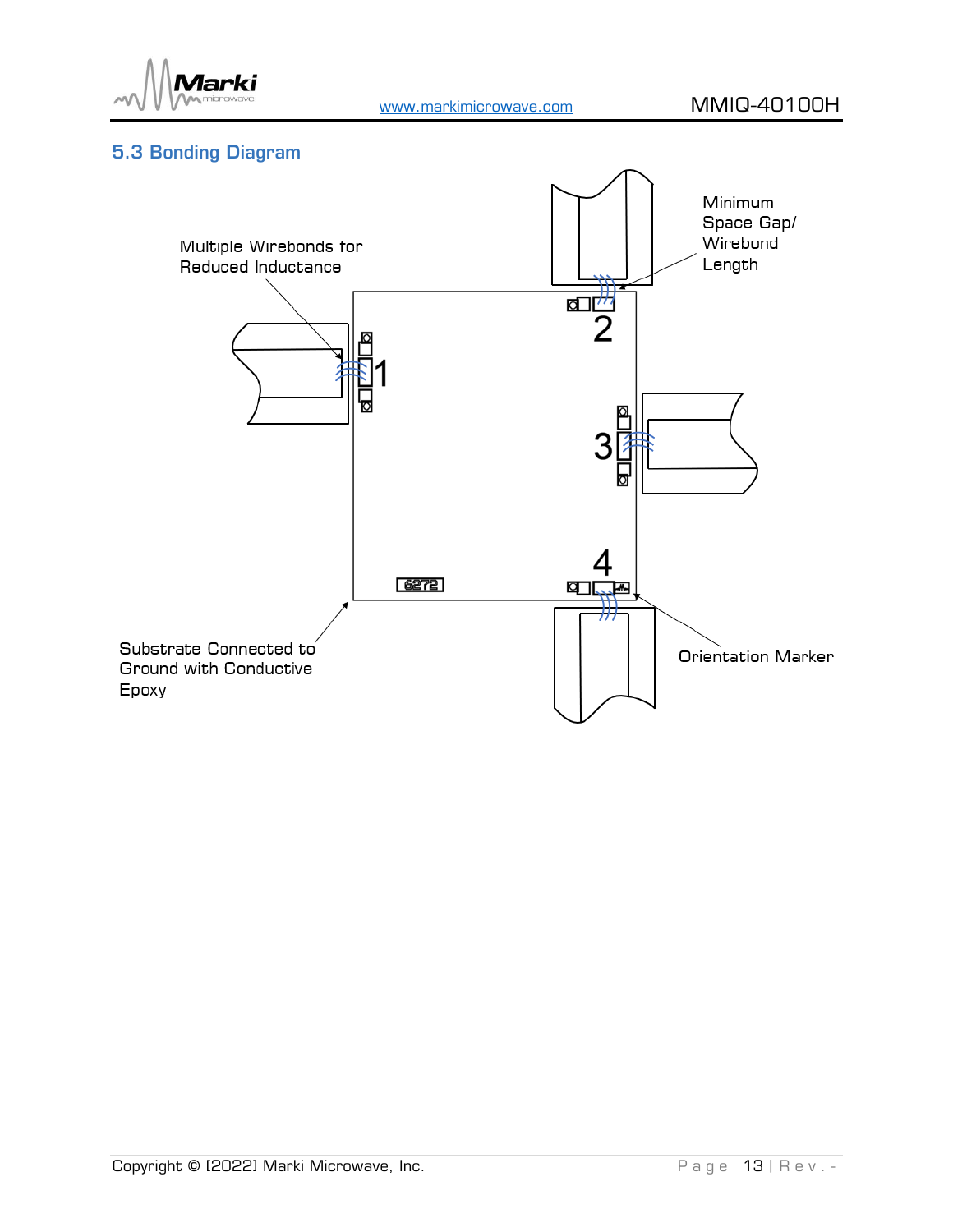## 5.3 Bonding Diagram

Multiple Wirebonds for Reduced Inductance

Minimum Space Gap/ Wirebond Length

1

2

3

4

6272

Substrate Connected to Ground with Conductive Epoxy

Orientation Marker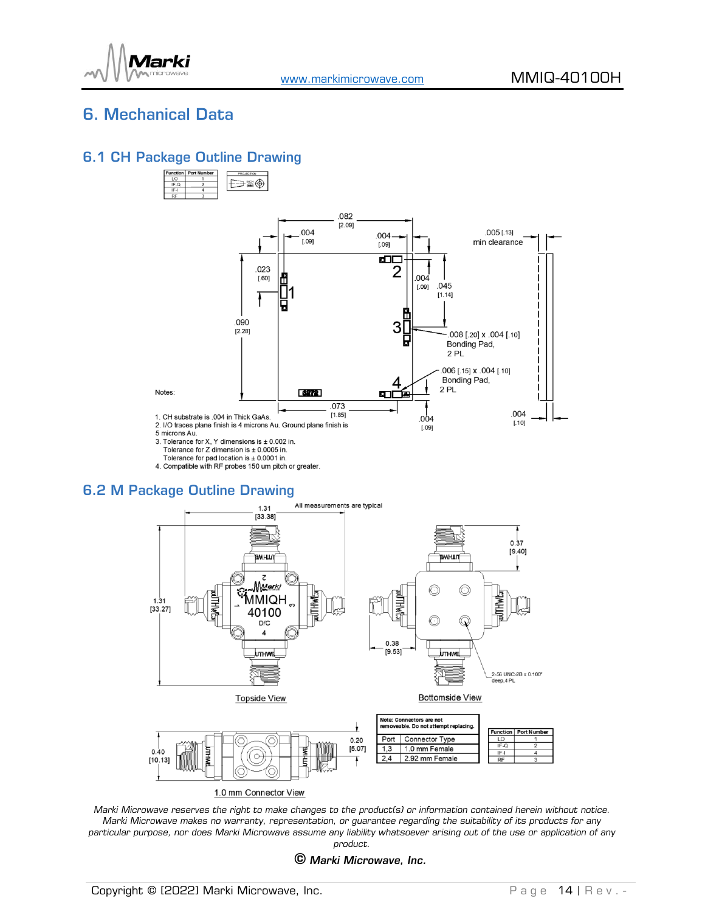# 6. Mechanical Data

## 6.1 CH Package Outline Drawing

| Function | Port Number |
|---|---|
| LO | 1 |
| IF-Q | 2 |
| IF-I | 4 |
| RF | 3 |

.082 [2.09]

.004 [.09]

.004 [.09]

.005 [.13] min clearance

.023 [.60]

.004 [.09]

.045 [1.14]

.090 [2.28]

.008 [.20] x .004 [.10] Bonding Pad, 2 PL

.006 [.15] x .004 [.10] Bonding Pad, 2 PL

.073 [1.85]

.004 [.09]

.004 [.10]

Notes:

1. CH substrate is .004 in Thick GaAs.
2. I/O traces plane finish is 4 microns Au. Ground plane finish is 5 microns Au.
3. Tolerance for X, Y dimensions is ± 0.002 in.
   Tolerance for Z dimension is ± 0.0005 in.
   Tolerance for pad location is ± 0.0001 in.
4. Compatible with RF probes 150 um pitch or greater.

## 6.2 M Package Outline Drawing

All measurements are typical

1.31 [33.38]

1.31 [33.27]

0.37 [9.40]

0.38 [9.53]

2-56 UNC-2B x 0.100" deep, 4 PL

Topside View

Bottomside View

0.40 [10.13]

0.20 [5.07]

1.0 mm Connector View

Note: Connectors are not removeable. Do not attempt replacing.

| Port | Connector Type |
|---|---|
| 1,3 | 1.0 mm Female |
| 2,4 | 2.92 mm Female |

| Function | Port Number |
|---|---|
| LO | 1 |
| IF-Q | 2 |
| IF-I | 4 |
| RF | 3 |

*Marki Microwave reserves the right to make changes to the product(s) or information contained herein without notice. Marki Microwave makes no warranty, representation, or guarantee regarding the suitability of its products for any particular purpose, nor does Marki Microwave assume any liability whatsoever arising out of the use or application of any product.*

***© Marki Microwave, Inc.***